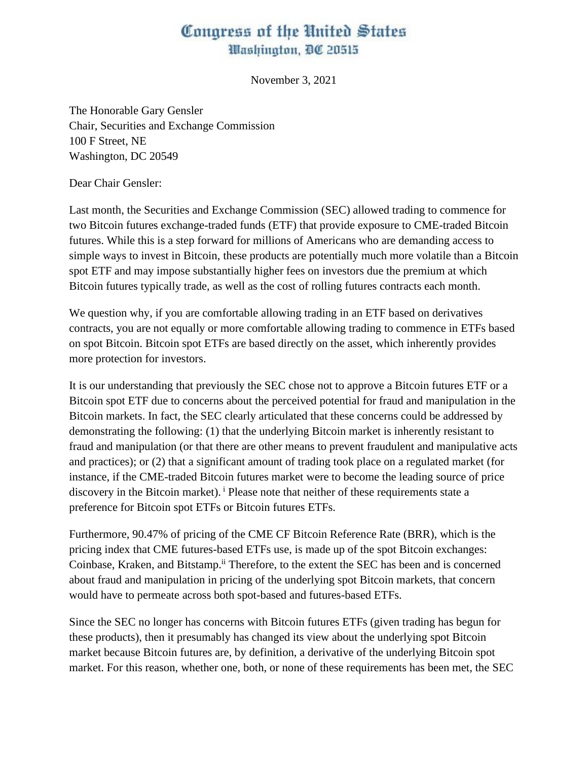# Congress of the United States
## Washington, DC 20515

November 3, 2021

The Honorable Gary Gensler
Chair, Securities and Exchange Commission
100 F Street, NE
Washington, DC 20549

Dear Chair Gensler:

Last month, the Securities and Exchange Commission (SEC) allowed trading to commence for two Bitcoin futures exchange-traded funds (ETF) that provide exposure to CME-traded Bitcoin futures. While this is a step forward for millions of Americans who are demanding access to simple ways to invest in Bitcoin, these products are potentially much more volatile than a Bitcoin spot ETF and may impose substantially higher fees on investors due the premium at which Bitcoin futures typically trade, as well as the cost of rolling futures contracts each month.

We question why, if you are comfortable allowing trading in an ETF based on derivatives contracts, you are not equally or more comfortable allowing trading to commence in ETFs based on spot Bitcoin. Bitcoin spot ETFs are based directly on the asset, which inherently provides more protection for investors.

It is our understanding that previously the SEC chose not to approve a Bitcoin futures ETF or a Bitcoin spot ETF due to concerns about the perceived potential for fraud and manipulation in the Bitcoin markets. In fact, the SEC clearly articulated that these concerns could be addressed by demonstrating the following: (1) that the underlying Bitcoin market is inherently resistant to fraud and manipulation (or that there are other means to prevent fraudulent and manipulative acts and practices); or (2) that a significant amount of trading took place on a regulated market (for instance, if the CME-traded Bitcoin futures market were to become the leading source of price discovery in the Bitcoin market). [i] Please note that neither of these requirements state a preference for Bitcoin spot ETFs or Bitcoin futures ETFs.

Furthermore, 90.47% of pricing of the CME CF Bitcoin Reference Rate (BRR), which is the pricing index that CME futures-based ETFs use, is made up of the spot Bitcoin exchanges: Coinbase, Kraken, and Bitstamp.[ii] Therefore, to the extent the SEC has been and is concerned about fraud and manipulation in pricing of the underlying spot Bitcoin markets, that concern would have to permeate across both spot-based and futures-based ETFs.

Since the SEC no longer has concerns with Bitcoin futures ETFs (given trading has begun for these products), then it presumably has changed its view about the underlying spot Bitcoin market because Bitcoin futures are, by definition, a derivative of the underlying Bitcoin spot market. For this reason, whether one, both, or none of these requirements has been met, the SEC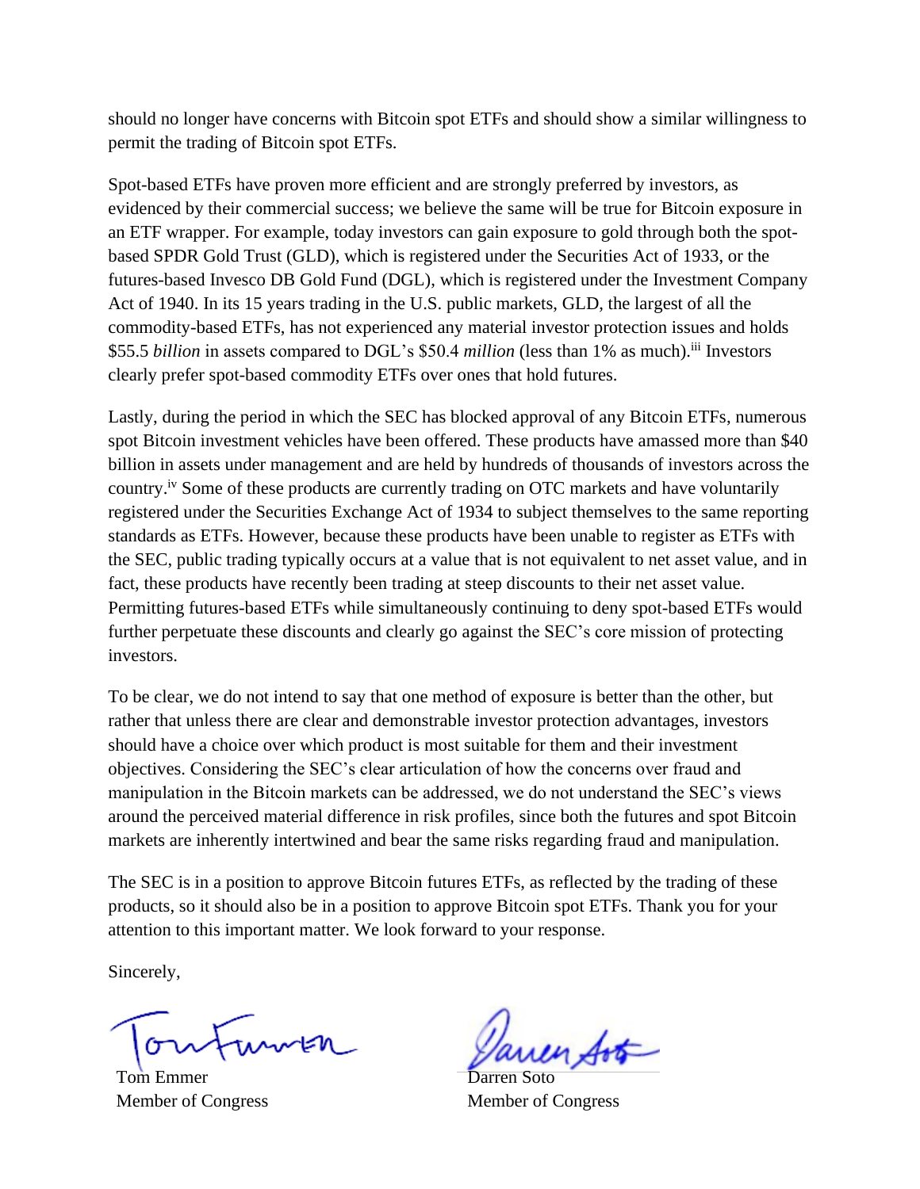should no longer have concerns with Bitcoin spot ETFs and should show a similar willingness to permit the trading of Bitcoin spot ETFs.

Spot-based ETFs have proven more efficient and are strongly preferred by investors, as evidenced by their commercial success; we believe the same will be true for Bitcoin exposure in an ETF wrapper. For example, today investors can gain exposure to gold through both the spot-based SPDR Gold Trust (GLD), which is registered under the Securities Act of 1933, or the futures-based Invesco DB Gold Fund (DGL), which is registered under the Investment Company Act of 1940. In its 15 years trading in the U.S. public markets, GLD, the largest of all the commodity-based ETFs, has not experienced any material investor protection issues and holds $55.5 *billion* in assets compared to DGL's $50.4 *million* (less than 1% as much).[iii] Investors clearly prefer spot-based commodity ETFs over ones that hold futures.

Lastly, during the period in which the SEC has blocked approval of any Bitcoin ETFs, numerous spot Bitcoin investment vehicles have been offered. These products have amassed more than $40 billion in assets under management and are held by hundreds of thousands of investors across the country.[iv] Some of these products are currently trading on OTC markets and have voluntarily registered under the Securities Exchange Act of 1934 to subject themselves to the same reporting standards as ETFs. However, because these products have been unable to register as ETFs with the SEC, public trading typically occurs at a value that is not equivalent to net asset value, and in fact, these products have recently been trading at steep discounts to their net asset value. Permitting futures-based ETFs while simultaneously continuing to deny spot-based ETFs would further perpetuate these discounts and clearly go against the SEC's core mission of protecting investors.

To be clear, we do not intend to say that one method of exposure is better than the other, but rather that unless there are clear and demonstrable investor protection advantages, investors should have a choice over which product is most suitable for them and their investment objectives. Considering the SEC's clear articulation of how the concerns over fraud and manipulation in the Bitcoin markets can be addressed, we do not understand the SEC's views around the perceived material difference in risk profiles, since both the futures and spot Bitcoin markets are inherently intertwined and bear the same risks regarding fraud and manipulation.

The SEC is in a position to approve Bitcoin futures ETFs, as reflected by the trading of these products, so it should also be in a position to approve Bitcoin spot ETFs. Thank you for your attention to this important matter. We look forward to your response.

Sincerely,

Tom Emmer
Member of Congress

Darren Soto
Member of Congress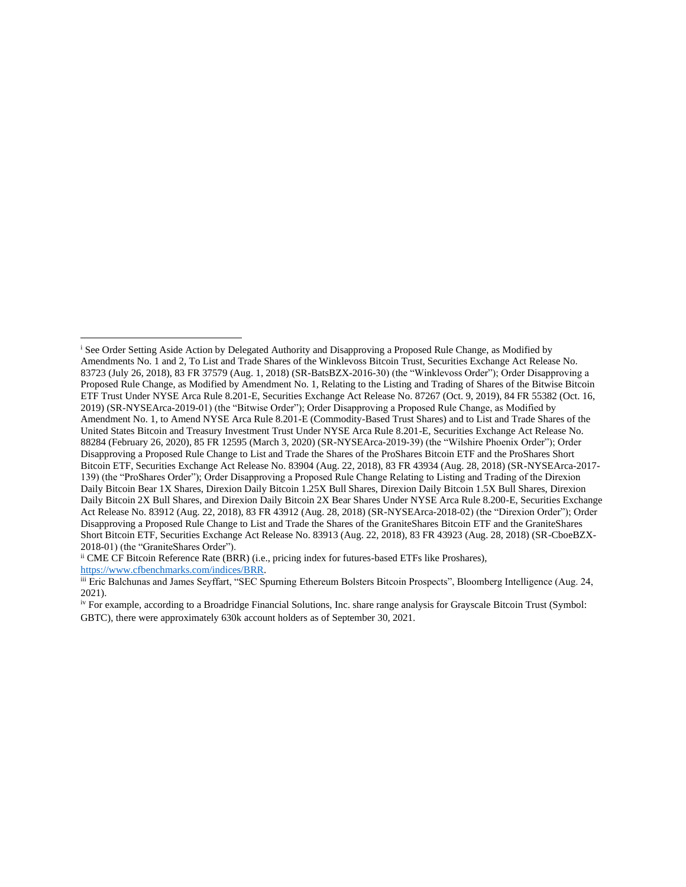[i] See Order Setting Aside Action by Delegated Authority and Disapproving a Proposed Rule Change, as Modified by Amendments No. 1 and 2, To List and Trade Shares of the Winklevoss Bitcoin Trust, Securities Exchange Act Release No. 83723 (July 26, 2018), 83 FR 37579 (Aug. 1, 2018) (SR-BatsBZX-2016-30) (the "Winklevoss Order"); Order Disapproving a Proposed Rule Change, as Modified by Amendment No. 1, Relating to the Listing and Trading of Shares of the Bitwise Bitcoin ETF Trust Under NYSE Arca Rule 8.201-E, Securities Exchange Act Release No. 87267 (Oct. 9, 2019), 84 FR 55382 (Oct. 16, 2019) (SR-NYSEArca-2019-01) (the "Bitwise Order"); Order Disapproving a Proposed Rule Change, as Modified by Amendment No. 1, to Amend NYSE Arca Rule 8.201-E (Commodity-Based Trust Shares) and to List and Trade Shares of the United States Bitcoin and Treasury Investment Trust Under NYSE Arca Rule 8.201-E, Securities Exchange Act Release No. 88284 (February 26, 2020), 85 FR 12595 (March 3, 2020) (SR-NYSEArca-2019-39) (the "Wilshire Phoenix Order"); Order Disapproving a Proposed Rule Change to List and Trade the Shares of the ProShares Bitcoin ETF and the ProShares Short Bitcoin ETF, Securities Exchange Act Release No. 83904 (Aug. 22, 2018), 83 FR 43934 (Aug. 28, 2018) (SR-NYSEArca-2017-139) (the "ProShares Order"); Order Disapproving a Proposed Rule Change Relating to Listing and Trading of the Direxion Daily Bitcoin Bear 1X Shares, Direxion Daily Bitcoin 1.25X Bull Shares, Direxion Daily Bitcoin 1.5X Bull Shares, Direxion Daily Bitcoin 2X Bull Shares, and Direxion Daily Bitcoin 2X Bear Shares Under NYSE Arca Rule 8.200-E, Securities Exchange Act Release No. 83912 (Aug. 22, 2018), 83 FR 43912 (Aug. 28, 2018) (SR-NYSEArca-2018-02) (the "Direxion Order"); Order Disapproving a Proposed Rule Change to List and Trade the Shares of the GraniteShares Bitcoin ETF and the GraniteShares Short Bitcoin ETF, Securities Exchange Act Release No. 83913 (Aug. 22, 2018), 83 FR 43923 (Aug. 28, 2018) (SR-CboeBZX-2018-01) (the "GraniteShares Order").

[ii] CME CF Bitcoin Reference Rate (BRR) (i.e., pricing index for futures-based ETFs like Proshares), https://www.cfbenchmarks.com/indices/BRR.

[iii] Eric Balchunas and James Seyffart, "SEC Spurning Ethereum Bolsters Bitcoin Prospects", Bloomberg Intelligence (Aug. 24, 2021).

[iv] For example, according to a Broadridge Financial Solutions, Inc. share range analysis for Grayscale Bitcoin Trust (Symbol: GBTC), there were approximately 630k account holders as of September 30, 2021.